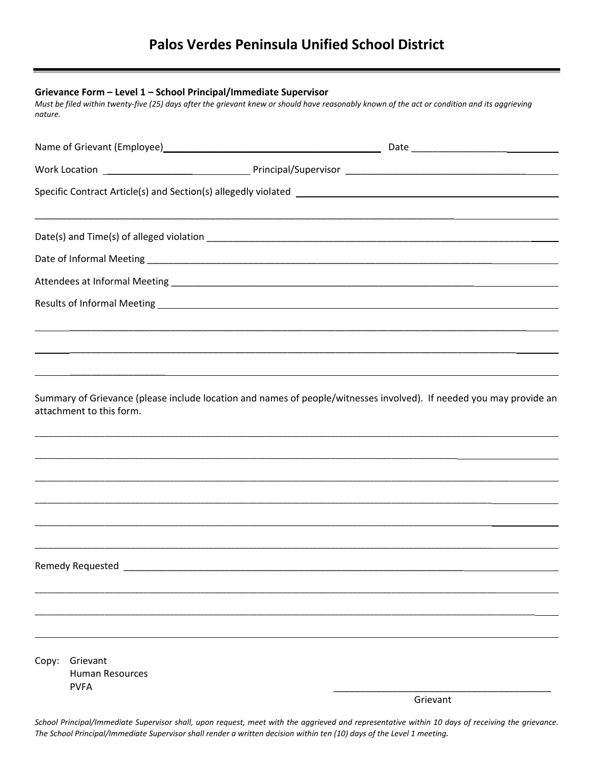# Palos Verdes Peninsula Unified School District

---

**Grievance Form – Level 1 – School Principal/Immediate Supervisor**

*Must be filed within twenty-five (25) days after the grievant knew or should have reasonably known of the act or condition and its aggrieving nature.*

Name of Grievant (Employee)\_\_\_\_\_\_\_\_\_\_\_\_\_\_\_\_\_\_\_\_\_\_\_\_\_\_\_\_\_\_\_\_\_\_\_\_\_\_\_\_ Date \_\_\_\_\_\_\_\_\_\_\_\_\_\_\_\_\_\_\_\_\_\_\_\_\_\_\_\_

Work Location \_\_\_\_\_\_\_\_\_\_\_\_\_\_\_\_\_\_\_\_\_\_\_\_\_\_\_\_ Principal/Supervisor \_\_\_\_\_\_\_\_\_\_\_\_\_\_\_\_\_\_\_\_\_\_\_\_\_\_\_\_\_\_\_\_\_\_\_\_\_\_\_\_

Specific Contract Article(s) and Section(s) allegedly violated \_\_\_\_\_\_\_\_\_\_\_\_\_\_\_\_\_\_\_\_\_\_\_\_\_\_\_\_\_\_\_\_\_\_\_\_\_\_\_\_

\_\_\_\_\_\_\_\_\_\_\_\_\_\_\_\_\_\_\_\_\_\_\_\_\_\_\_\_\_\_\_\_\_\_\_\_\_\_\_\_\_\_\_\_\_\_\_\_\_\_\_\_\_\_\_\_\_\_\_\_\_\_\_\_\_\_\_\_\_\_\_\_\_\_\_\_\_\_\_\_\_\_\_\_\_\_\_\_\_\_\_\_

Date(s) and Time(s) of alleged violation \_\_\_\_\_\_\_\_\_\_\_\_\_\_\_\_\_\_\_\_\_\_\_\_\_\_\_\_\_\_\_\_\_\_\_\_\_\_\_\_\_\_\_\_\_\_\_\_\_\_\_\_\_\_\_\_\_\_\_\_\_\_

Date of Informal Meeting \_\_\_\_\_\_\_\_\_\_\_\_\_\_\_\_\_\_\_\_\_\_\_\_\_\_\_\_\_\_\_\_\_\_\_\_\_\_\_\_\_\_\_\_\_\_\_\_\_\_\_\_\_\_\_\_\_\_\_\_\_\_\_\_\_\_\_\_\_\_

Attendees at Informal Meeting \_\_\_\_\_\_\_\_\_\_\_\_\_\_\_\_\_\_\_\_\_\_\_\_\_\_\_\_\_\_\_\_\_\_\_\_\_\_\_\_\_\_\_\_\_\_\_\_\_\_\_\_\_\_\_\_\_\_\_\_\_\_\_\_\_\_

Results of Informal Meeting \_\_\_\_\_\_\_\_\_\_\_\_\_\_\_\_\_\_\_\_\_\_\_\_\_\_\_\_\_\_\_\_\_\_\_\_\_\_\_\_\_\_\_\_\_\_\_\_\_\_\_\_\_\_\_\_\_\_\_\_\_\_\_\_\_\_\_\_

\_\_\_\_\_\_\_\_\_\_\_\_\_\_\_\_\_\_\_\_\_\_\_\_\_\_\_\_\_\_\_\_\_\_\_\_\_\_\_\_\_\_\_\_\_\_\_\_\_\_\_\_\_\_\_\_\_\_\_\_\_\_\_\_\_\_\_\_\_\_\_\_\_\_\_\_\_\_\_\_\_\_\_\_\_\_\_\_\_\_\_\_

\_\_\_\_\_\_\_\_\_\_\_\_\_\_\_\_\_\_\_\_\_\_\_\_\_\_\_\_\_\_\_\_\_\_\_\_\_\_\_\_\_\_\_\_\_\_\_\_\_\_\_\_\_\_\_\_\_\_\_\_\_\_\_\_\_\_\_\_\_\_\_\_\_\_\_\_\_\_\_\_\_\_\_\_\_\_\_\_\_\_\_\_

\_\_\_\_\_\_\_\_\_\_\_\_\_\_\_\_\_\_\_\_\_\_\_\_\_\_\_\_\_\_\_\_\_\_\_\_\_\_\_\_\_\_\_\_\_\_\_\_\_\_\_\_\_\_\_\_\_\_\_\_\_\_\_\_\_\_\_\_\_\_\_\_\_\_\_\_\_\_\_\_\_\_\_\_\_\_\_\_\_\_\_\_

Summary of Grievance (please include location and names of people/witnesses involved). If needed you may provide an attachment to this form.

\_\_\_\_\_\_\_\_\_\_\_\_\_\_\_\_\_\_\_\_\_\_\_\_\_\_\_\_\_\_\_\_\_\_\_\_\_\_\_\_\_\_\_\_\_\_\_\_\_\_\_\_\_\_\_\_\_\_\_\_\_\_\_\_\_\_\_\_\_\_\_\_\_\_\_\_\_\_\_\_\_\_\_\_\_\_\_\_\_\_\_\_

\_\_\_\_\_\_\_\_\_\_\_\_\_\_\_\_\_\_\_\_\_\_\_\_\_\_\_\_\_\_\_\_\_\_\_\_\_\_\_\_\_\_\_\_\_\_\_\_\_\_\_\_\_\_\_\_\_\_\_\_\_\_\_\_\_\_\_\_\_\_\_\_\_\_\_\_\_\_\_\_\_\_\_\_\_\_\_\_\_\_\_\_

\_\_\_\_\_\_\_\_\_\_\_\_\_\_\_\_\_\_\_\_\_\_\_\_\_\_\_\_\_\_\_\_\_\_\_\_\_\_\_\_\_\_\_\_\_\_\_\_\_\_\_\_\_\_\_\_\_\_\_\_\_\_\_\_\_\_\_\_\_\_\_\_\_\_\_\_\_\_\_\_\_\_\_\_\_\_\_\_\_\_\_\_

\_\_\_\_\_\_\_\_\_\_\_\_\_\_\_\_\_\_\_\_\_\_\_\_\_\_\_\_\_\_\_\_\_\_\_\_\_\_\_\_\_\_\_\_\_\_\_\_\_\_\_\_\_\_\_\_\_\_\_\_\_\_\_\_\_\_\_\_\_\_\_\_\_\_\_\_\_\_\_\_\_\_\_\_\_\_\_\_\_\_\_\_

\_\_\_\_\_\_\_\_\_\_\_\_\_\_\_\_\_\_\_\_\_\_\_\_\_\_\_\_\_\_\_\_\_\_\_\_\_\_\_\_\_\_\_\_\_\_\_\_\_\_\_\_\_\_\_\_\_\_\_\_\_\_\_\_\_\_\_\_\_\_\_\_\_\_\_\_\_\_\_\_\_\_\_\_\_\_\_\_\_\_\_\_

\_\_\_\_\_\_\_\_\_\_\_\_\_\_\_\_\_\_\_\_\_\_\_\_\_\_\_\_\_\_\_\_\_\_\_\_\_\_\_\_\_\_\_\_\_\_\_\_\_\_\_\_\_\_\_\_\_\_\_\_\_\_\_\_\_\_\_\_\_\_\_\_\_\_\_\_\_\_\_\_\_\_\_\_\_\_\_\_\_\_\_\_

Remedy Requested \_\_\_\_\_\_\_\_\_\_\_\_\_\_\_\_\_\_\_\_\_\_\_\_\_\_\_\_\_\_\_\_\_\_\_\_\_\_\_\_\_\_\_\_\_\_\_\_\_\_\_\_\_\_\_\_\_\_\_\_\_\_\_\_\_\_\_\_\_\_\_\_\_\_\_

\_\_\_\_\_\_\_\_\_\_\_\_\_\_\_\_\_\_\_\_\_\_\_\_\_\_\_\_\_\_\_\_\_\_\_\_\_\_\_\_\_\_\_\_\_\_\_\_\_\_\_\_\_\_\_\_\_\_\_\_\_\_\_\_\_\_\_\_\_\_\_\_\_\_\_\_\_\_\_\_\_\_\_\_\_\_\_\_\_\_\_\_

\_\_\_\_\_\_\_\_\_\_\_\_\_\_\_\_\_\_\_\_\_\_\_\_\_\_\_\_\_\_\_\_\_\_\_\_\_\_\_\_\_\_\_\_\_\_\_\_\_\_\_\_\_\_\_\_\_\_\_\_\_\_\_\_\_\_\_\_\_\_\_\_\_\_\_\_\_\_\_\_\_\_\_\_\_\_\_\_\_\_\_\_

\_\_\_\_\_\_\_\_\_\_\_\_\_\_\_\_\_\_\_\_\_\_\_\_\_\_\_\_\_\_\_\_\_\_\_\_\_\_\_\_\_\_\_\_\_\_\_\_\_\_\_\_\_\_\_\_\_\_\_\_\_\_\_\_\_\_\_\_\_\_\_\_\_\_\_\_\_\_\_\_\_\_\_\_\_\_\_\_\_\_\_\_

Copy: Grievant
Human Resources
PVFA

\_\_\_\_\_\_\_\_\_\_\_\_\_\_\_\_\_\_\_\_\_\_\_\_\_\_\_\_\_\_\_\_\_\_\_\_\_\_\_\_\_\_\_\_
Grievant

*School Principal/Immediate Supervisor shall, upon request, meet with the aggrieved and representative within 10 days of receiving the grievance. The School Principal/Immediate Supervisor shall render a written decision within ten (10) days of the Level 1 meeting.*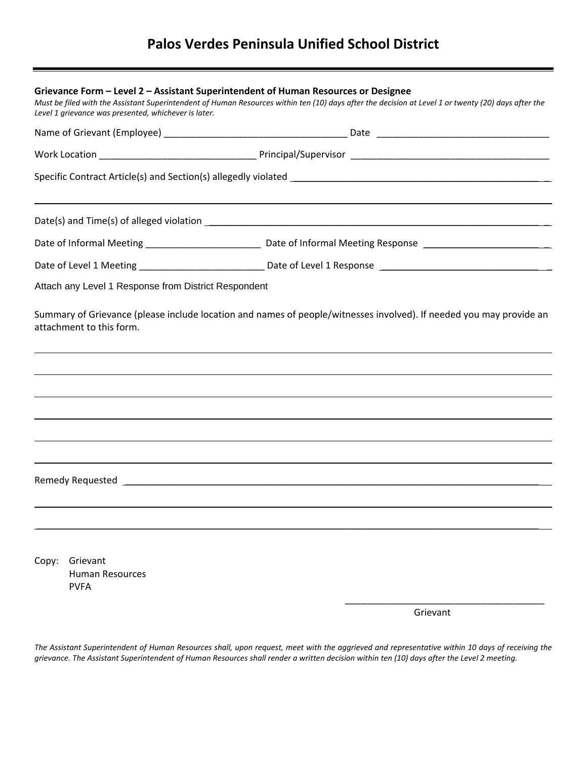# Palos Verdes Peninsula Unified School District

**Grievance Form – Level 2 – Assistant Superintendent of Human Resources or Designee**

*Must be filed with the Assistant Superintendent of Human Resources within ten (10) days after the decision at Level 1 or twenty (20) days after the Level 1 grievance was presented, whichever is later.*

Name of Grievant (Employee) ___________________________________ Date _________________________________

Work Location ______________________________ Principal/Supervisor ______________________________________

Specific Contract Article(s) and Section(s) allegedly violated ________________________________________________

_____________________________________________________________________________________________

Date(s) and Time(s) of alleged violation __________________________________________________________________

Date of Informal Meeting ______________________ Date of Informal Meeting Response _______________________

Date of Level 1 Meeting _______________________ Date of Level 1 Response ________________________________

Attach any Level 1 Response from District Respondent

Summary of Grievance (please include location and names of people/witnesses involved). If needed you may provide an attachment to this form.

_____________________________________________________________________________________________

_____________________________________________________________________________________________

_____________________________________________________________________________________________

_____________________________________________________________________________________________

_____________________________________________________________________________________________

_____________________________________________________________________________________________

Remedy Requested ______________________________________________________________________________

_____________________________________________________________________________________________

_____________________________________________________________________________________________

Copy: Grievant
Human Resources
PVFA

_______________________________________
Grievant

*The Assistant Superintendent of Human Resources shall, upon request, meet with the aggrieved and representative within 10 days of receiving the grievance. The Assistant Superintendent of Human Resources shall render a written decision within ten (10) days after the Level 2 meeting.*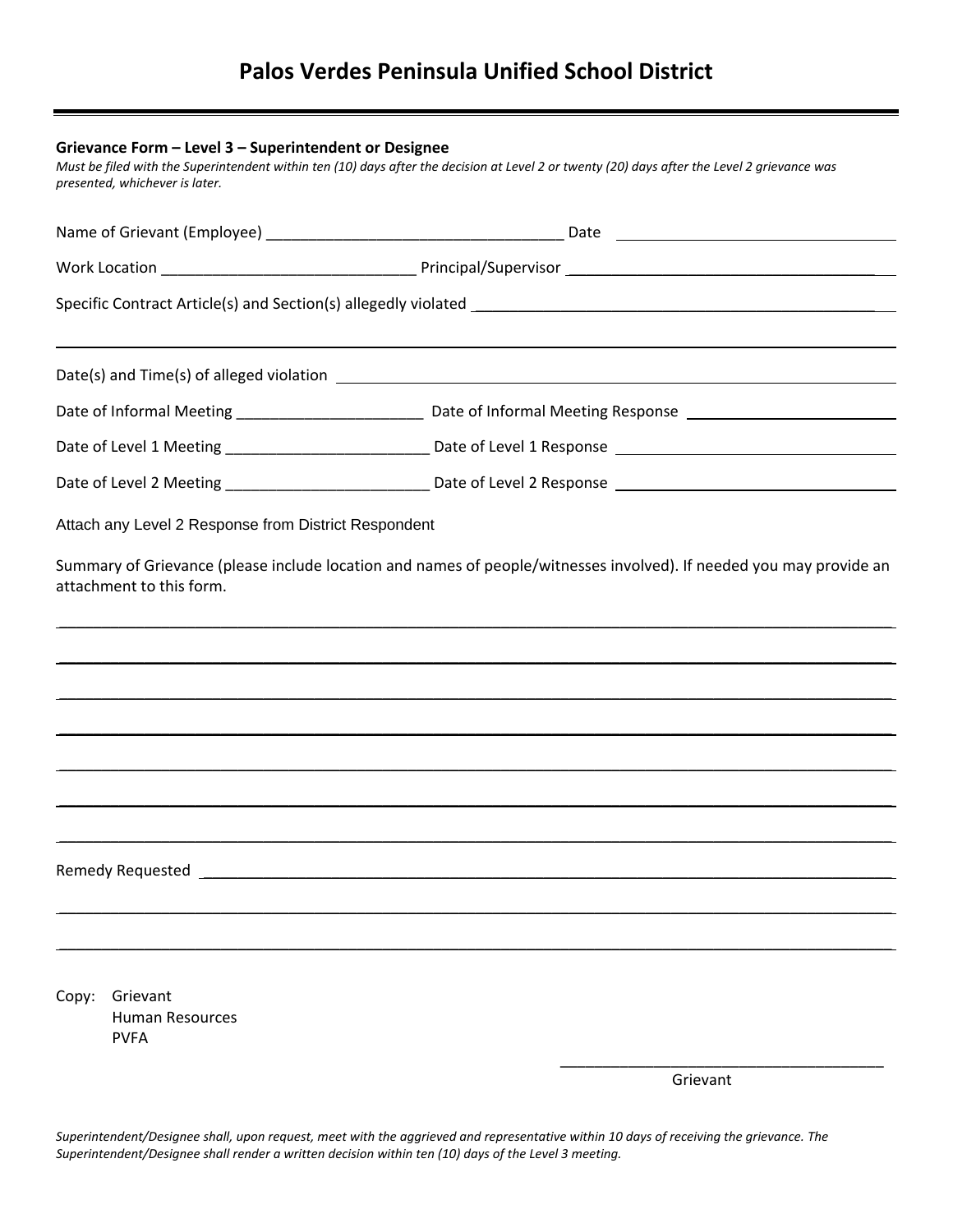# Palos Verdes Peninsula Unified School District

**Grievance Form – Level 3 – Superintendent or Designee**

*Must be filed with the Superintendent within ten (10) days after the decision at Level 2 or twenty (20) days after the Level 2 grievance was presented, whichever is later.*

Name of Grievant (Employee) ___________________________________ Date ___________________________________

Work Location ______________________________ Principal/Supervisor ___________________________________

Specific Contract Article(s) and Section(s) allegedly violated ______________________________________________

_____________________________________________________________________________________________

Date(s) and Time(s) of alleged violation ________________________________________________________________

Date of Informal Meeting ______________________ Date of Informal Meeting Response _____________________

Date of Level 1 Meeting ________________________ Date of Level 1 Response ____________________________

Date of Level 2 Meeting ________________________ Date of Level 2 Response ____________________________

Attach any Level 2 Response from District Respondent

Summary of Grievance (please include location and names of people/witnesses involved). If needed you may provide an attachment to this form.

_____________________________________________________________________________________________

_____________________________________________________________________________________________

_____________________________________________________________________________________________

_____________________________________________________________________________________________

_____________________________________________________________________________________________

_____________________________________________________________________________________________

_____________________________________________________________________________________________

Remedy Requested _____________________________________________________________________________

_____________________________________________________________________________________________

_____________________________________________________________________________________________

Copy: Grievant
Human Resources
PVFA

_______________________________________
Grievant

*Superintendent/Designee shall, upon request, meet with the aggrieved and representative within 10 days of receiving the grievance. The Superintendent/Designee shall render a written decision within ten (10) days of the Level 3 meeting.*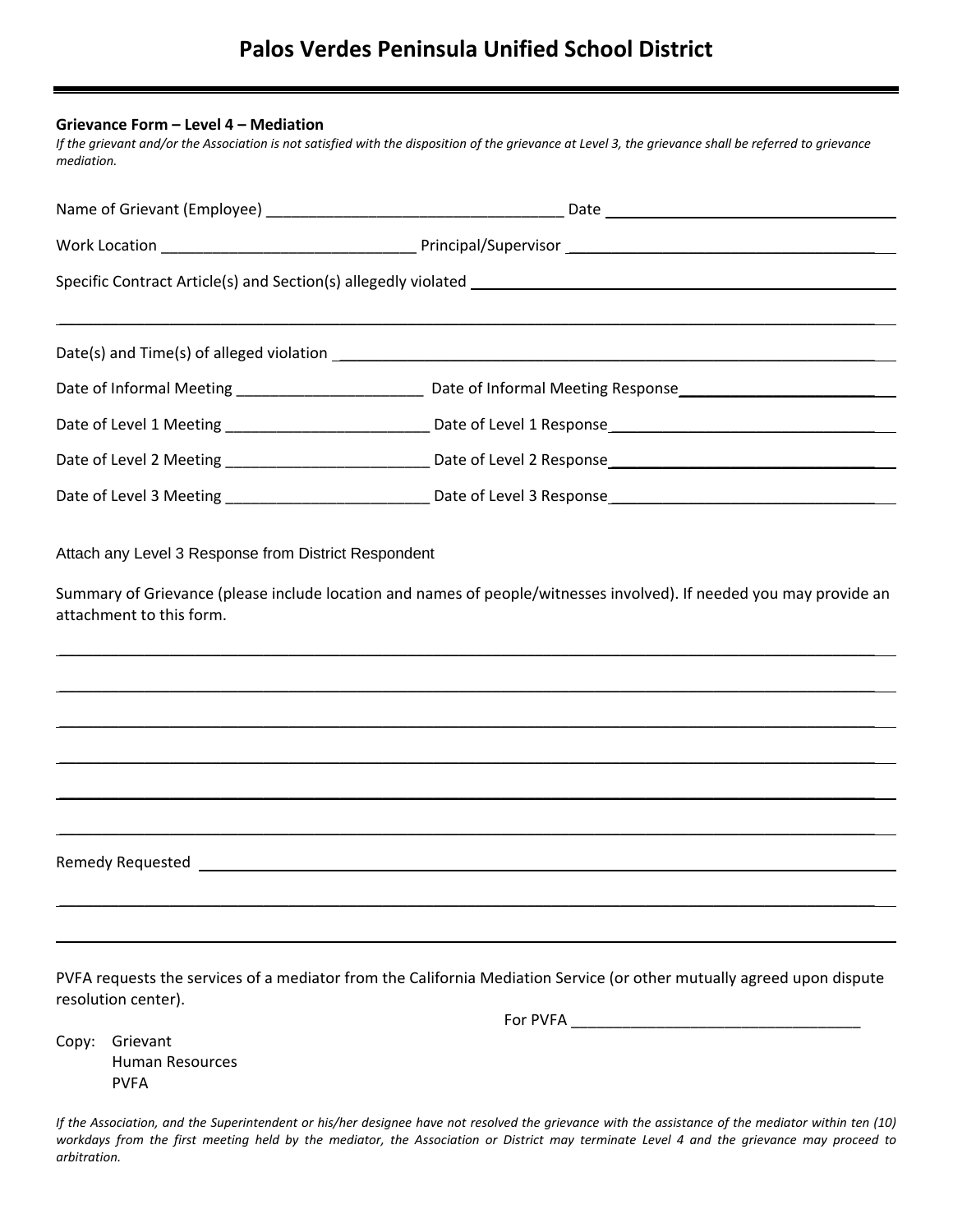# Palos Verdes Peninsula Unified School District

**Grievance Form – Level 4 – Mediation**

*If the grievant and/or the Association is not satisfied with the disposition of the grievance at Level 3, the grievance shall be referred to grievance mediation.*

Name of Grievant (Employee) ___________________________________ Date ___________________________________

Work Location ______________________________ Principal/Supervisor ___________________________________

Specific Contract Article(s) and Section(s) allegedly violated ___________________________________

_____________________________________________________________________________________________

Date(s) and Time(s) of alleged violation ___________________________________

Date of Informal Meeting ______________________ Date of Informal Meeting Response ________________________

Date of Level 1 Meeting ________________________ Date of Level 1 Response ________________________________

Date of Level 2 Meeting ________________________ Date of Level 2 Response ________________________________

Date of Level 3 Meeting ________________________ Date of Level 3 Response ________________________________

Attach any Level 3 Response from District Respondent

Summary of Grievance (please include location and names of people/witnesses involved). If needed you may provide an attachment to this form.

_____________________________________________________________________________________________

_____________________________________________________________________________________________

_____________________________________________________________________________________________

_____________________________________________________________________________________________

_____________________________________________________________________________________________

_____________________________________________________________________________________________

Remedy Requested ___________________________________

_____________________________________________________________________________________________

_____________________________________________________________________________________________

PVFA requests the services of a mediator from the California Mediation Service (or other mutually agreed upon dispute resolution center).

For PVFA ___________________________________

Copy: Grievant
Human Resources
PVFA

*If the Association, and the Superintendent or his/her designee have not resolved the grievance with the assistance of the mediator within ten (10) workdays from the first meeting held by the mediator, the Association or District may terminate Level 4 and the grievance may proceed to arbitration.*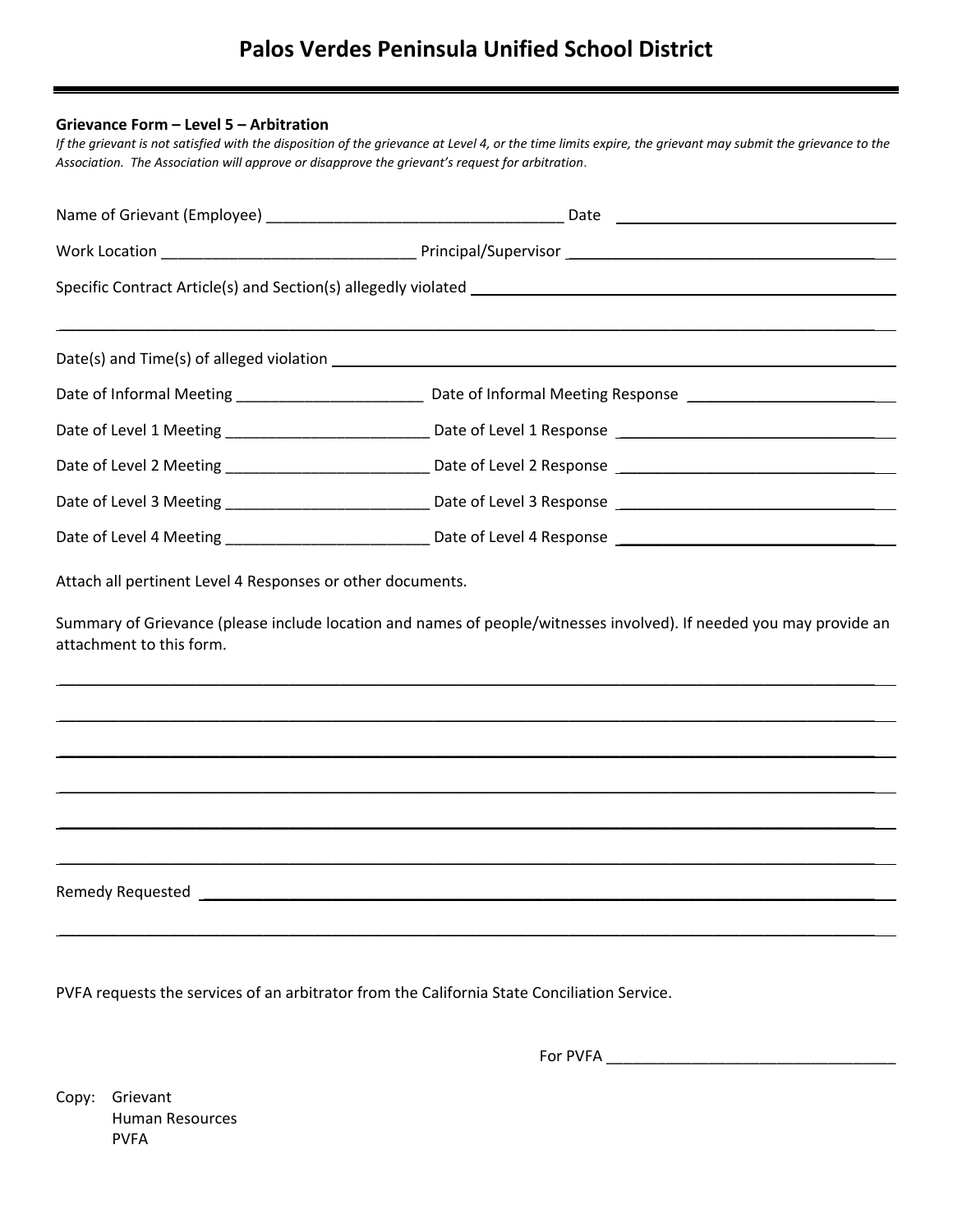# Palos Verdes Peninsula Unified School District

**Grievance Form – Level 5 – Arbitration**

*If the grievant is not satisfied with the disposition of the grievance at Level 4, or the time limits expire, the grievant may submit the grievance to the Association. The Association will approve or disapprove the grievant's request for arbitration.*

Name of Grievant (Employee) ___________________________________ Date ___________________________________

Work Location ______________________________ Principal/Supervisor ______________________________________

Specific Contract Article(s) and Section(s) allegedly violated ____________________________________________

_____________________________________________________________________________________________

Date(s) and Time(s) of alleged violation ____________________________________________________________

Date of Informal Meeting ______________________ Date of Informal Meeting Response ______________________

Date of Level 1 Meeting ________________________ Date of Level 1 Response ________________________________

Date of Level 2 Meeting ________________________ Date of Level 2 Response ________________________________

Date of Level 3 Meeting ________________________ Date of Level 3 Response ________________________________

Date of Level 4 Meeting ________________________ Date of Level 4 Response ________________________________

Attach all pertinent Level 4 Responses or other documents.

Summary of Grievance (please include location and names of people/witnesses involved). If needed you may provide an attachment to this form.

_____________________________________________________________________________________________

_____________________________________________________________________________________________

_____________________________________________________________________________________________

_____________________________________________________________________________________________

_____________________________________________________________________________________________

_____________________________________________________________________________________________

Remedy Requested ____________________________________________________________________________

_____________________________________________________________________________________________

PVFA requests the services of an arbitrator from the California State Conciliation Service.

For PVFA __________________________________

Copy: Grievant
Human Resources
PVFA